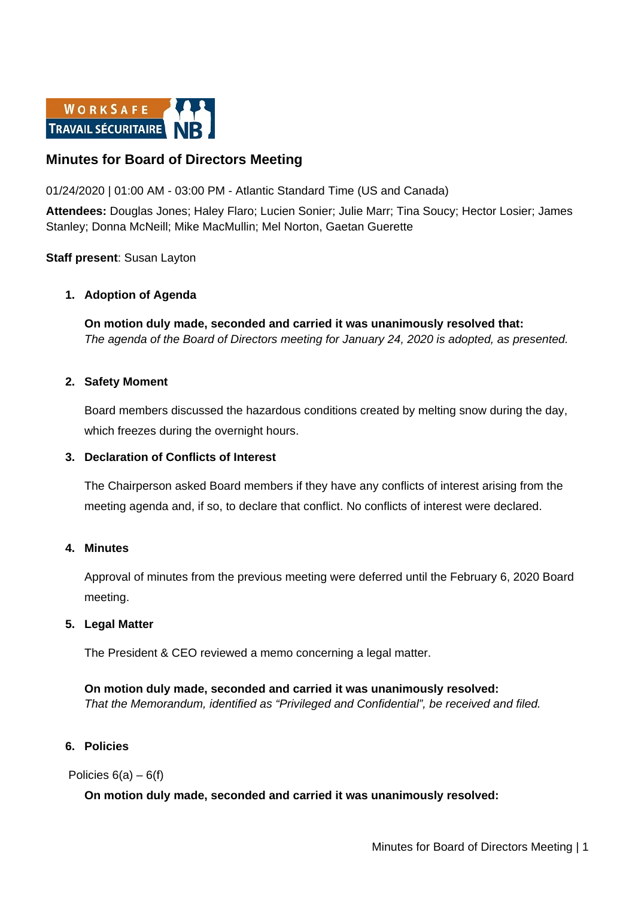# Minutes for Board of Directors Meeting

01/24/2020 | 01:00 AM - 03:00 PM - Atlantic Standard Time (US and Canada)

**Attendees:** Douglas Jones; Haley Flaro; Lucien Sonier; Julie Marr; Tina Soucy; Hector Losier; James Stanley; Donna McNeill; Mike MacMullin; Mel Norton, Gaetan Guerette

**Staff present**: Susan Layton

1. **Adoption of Agenda**

   **On motion duly made, seconded and carried it was unanimously resolved that:**
   *The agenda of the Board of Directors meeting for January 24, 2020 is adopted, as presented.*

2. **Safety Moment**

   Board members discussed the hazardous conditions created by melting snow during the day, which freezes during the overnight hours.

3. **Declaration of Conflicts of Interest**

   The Chairperson asked Board members if they have any conflicts of interest arising from the meeting agenda and, if so, to declare that conflict. No conflicts of interest were declared.

4. **Minutes**

   Approval of minutes from the previous meeting were deferred until the February 6, 2020 Board meeting.

5. **Legal Matter**

   The President & CEO reviewed a memo concerning a legal matter.

   **On motion duly made, seconded and carried it was unanimously resolved:**
   *That the Memorandum, identified as "Privileged and Confidential", be received and filed.*

6. **Policies**

Policies 6(a) – 6(f)

**On motion duly made, seconded and carried it was unanimously resolved:**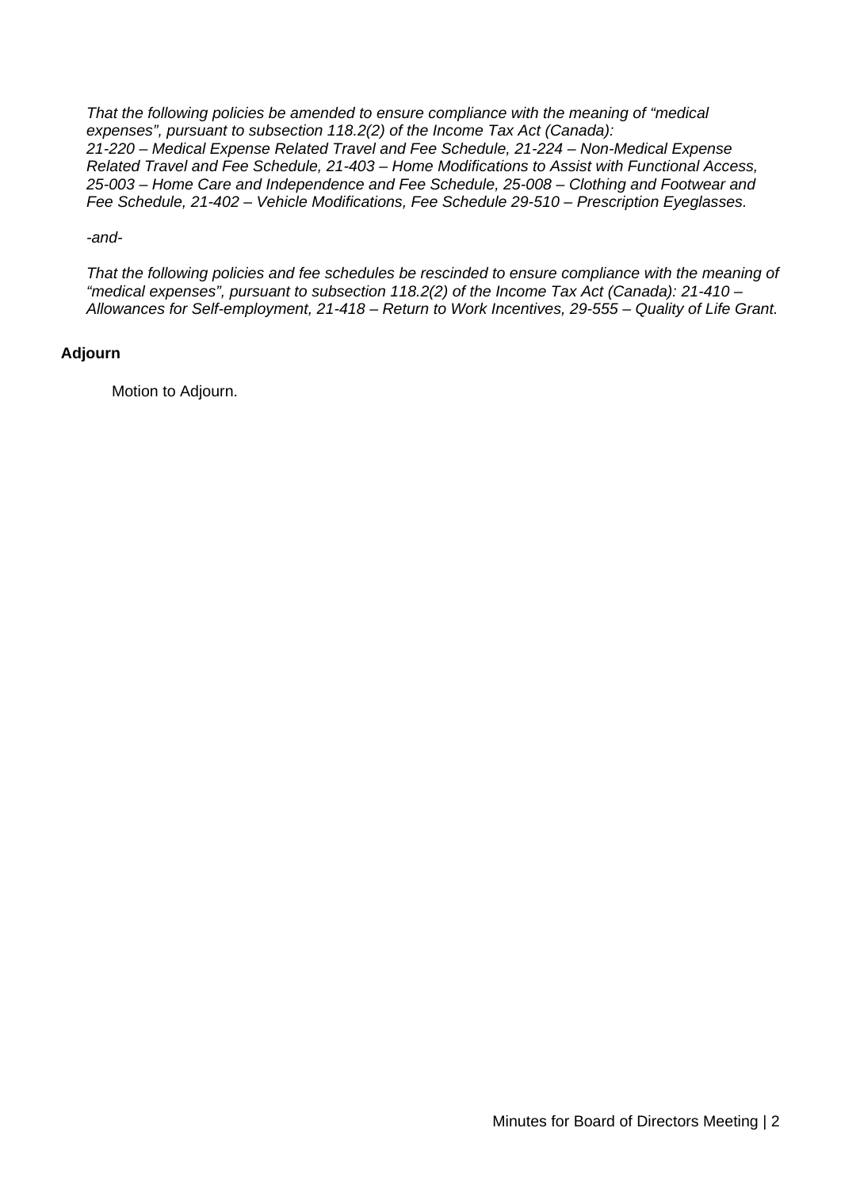*That the following policies be amended to ensure compliance with the meaning of "medical expenses", pursuant to subsection 118.2(2) of the Income Tax Act (Canada): 21-220 – Medical Expense Related Travel and Fee Schedule, 21-224 – Non-Medical Expense Related Travel and Fee Schedule, 21-403 – Home Modifications to Assist with Functional Access, 25-003 – Home Care and Independence and Fee Schedule, 25-008 – Clothing and Footwear and Fee Schedule, 21-402 – Vehicle Modifications, Fee Schedule 29-510 – Prescription Eyeglasses.*

*-and-*

*That the following policies and fee schedules be rescinded to ensure compliance with the meaning of "medical expenses", pursuant to subsection 118.2(2) of the Income Tax Act (Canada): 21-410 – Allowances for Self-employment, 21-418 – Return to Work Incentives, 29-555 – Quality of Life Grant.*

**Adjourn**

Motion to Adjourn.